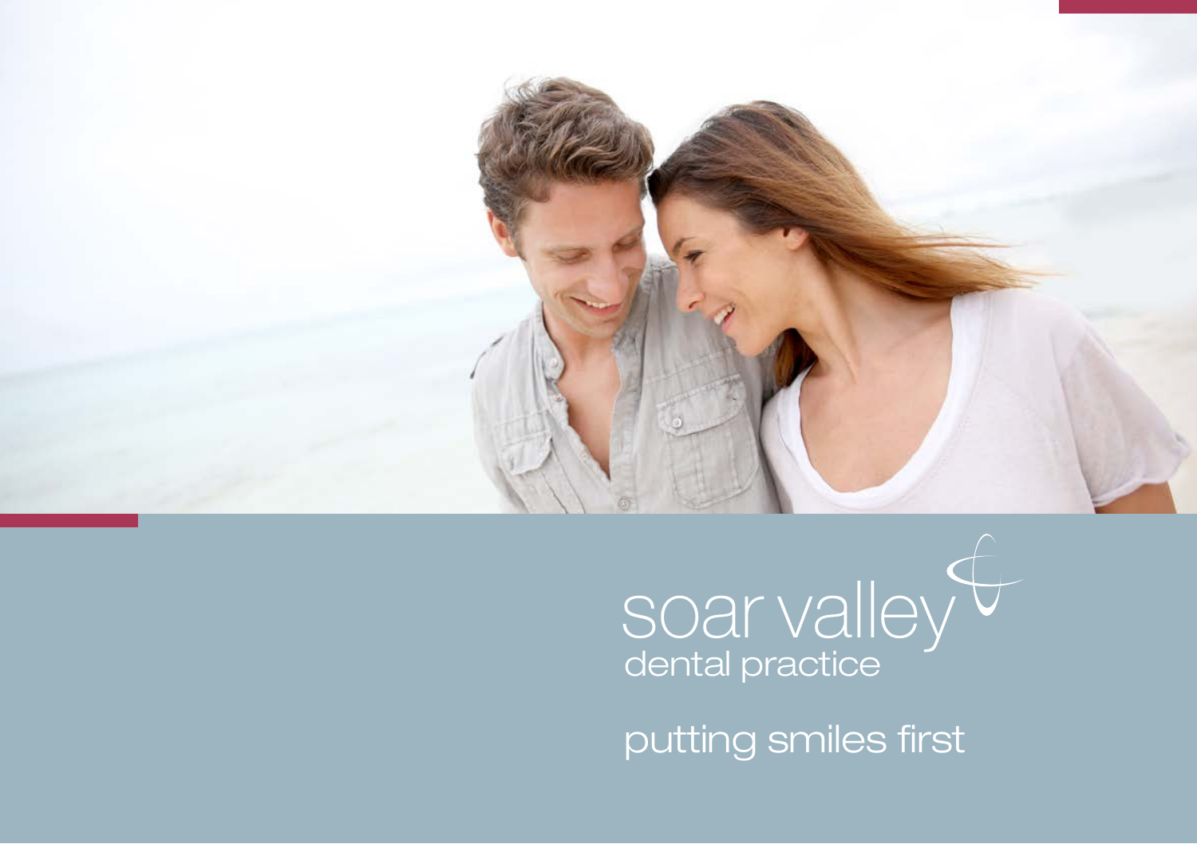# soar valley
## dental practice

putting smiles first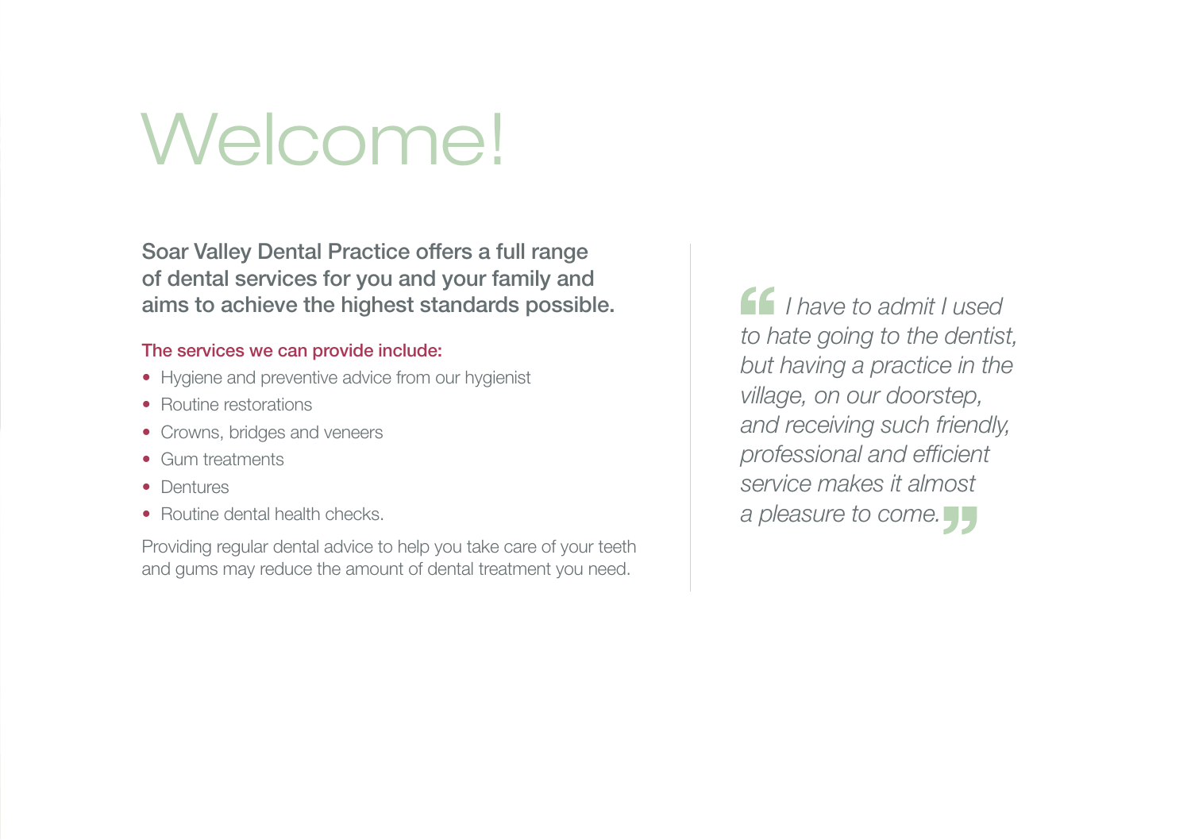# Welcome!

**Soar Valley Dental Practice offers a full range of dental services for you and your family and aims to achieve the highest standards possible.**

**The services we can provide include:**

- Hygiene and preventive advice from our hygienist
- Routine restorations
- Crowns, bridges and veneers
- Gum treatments
- Dentures
- Routine dental health checks.

Providing regular dental advice to help you take care of your teeth and gums may reduce the amount of dental treatment you need.

> *“I have to admit I used to hate going to the dentist, but having a practice in the village, on our doorstep, and receiving such friendly, professional and efficient service makes it almost a pleasure to come.”*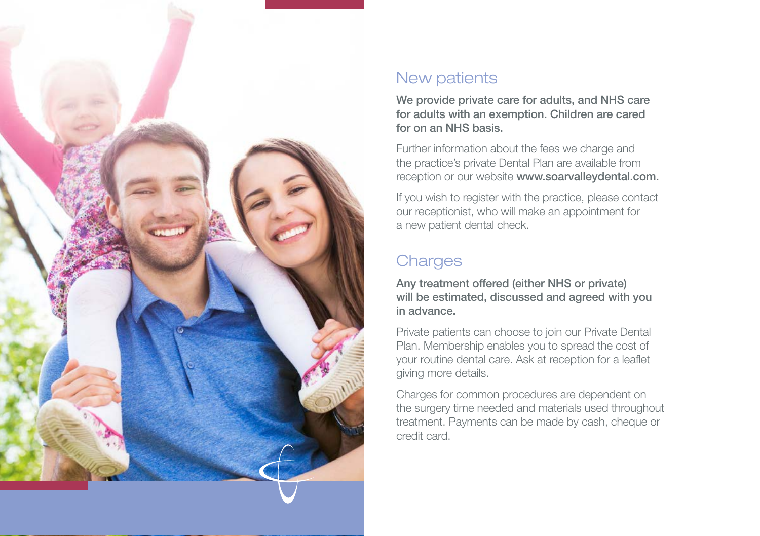## New patients

**We provide private care for adults, and NHS care for adults with an exemption. Children are cared for on an NHS basis.**

Further information about the fees we charge and the practice's private Dental Plan are available from reception or our website **www.soarvalleydental.com.**

If you wish to register with the practice, please contact our receptionist, who will make an appointment for a new patient dental check.

## Charges

**Any treatment offered (either NHS or private) will be estimated, discussed and agreed with you in advance.**

Private patients can choose to join our Private Dental Plan. Membership enables you to spread the cost of your routine dental care. Ask at reception for a leaflet giving more details.

Charges for common procedures are dependent on the surgery time needed and materials used throughout treatment. Payments can be made by cash, cheque or credit card.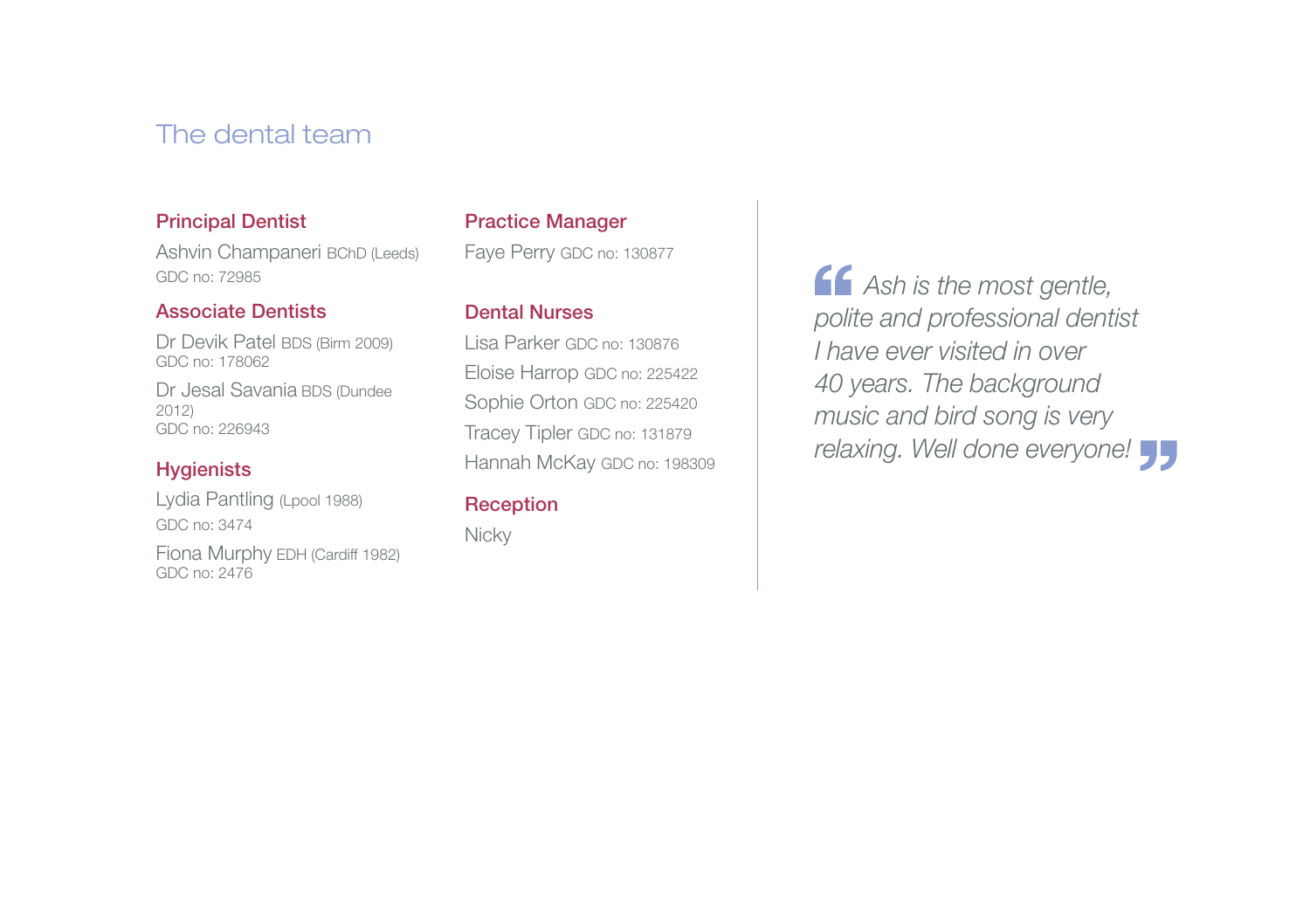# The dental team

### Principal Dentist

Ashvin Champaneri BChD (Leeds)
GDC no: 72985

### Associate Dentists

Dr Devik Patel BDS (Birm 2009)
GDC no: 178062

Dr Jesal Savania BDS (Dundee 2012)
GDC no: 226943

### Hygienists

Lydia Pantling (Lpool 1988)
GDC no: 3474

Fiona Murphy EDH (Cardiff 1982)
GDC no: 2476

### Practice Manager

Faye Perry GDC no: 130877

### Dental Nurses

Lisa Parker GDC no: 130876
Eloise Harrop GDC no: 225422
Sophie Orton GDC no: 225420
Tracey Tipler GDC no: 131879
Hannah McKay GDC no: 198309

### Reception

Nicky

> *“Ash is the most gentle, polite and professional dentist I have ever visited in over 40 years. The background music and bird song is very relaxing. Well done everyone!”*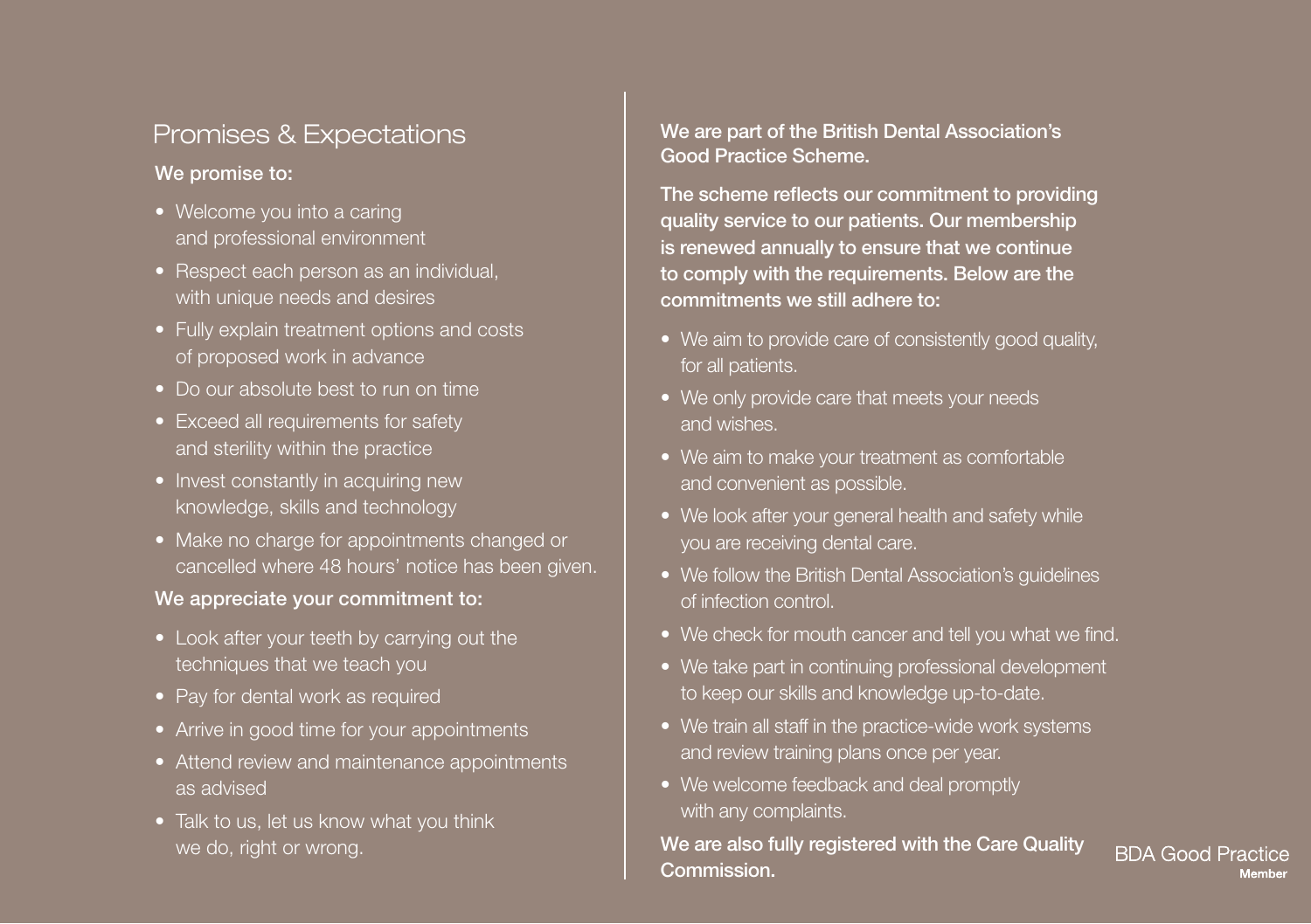# Promises & Expectations

**We promise to:**

- Welcome you into a caring and professional environment
- Respect each person as an individual, with unique needs and desires
- Fully explain treatment options and costs of proposed work in advance
- Do our absolute best to run on time
- Exceed all requirements for safety and sterility within the practice
- Invest constantly in acquiring new knowledge, skills and technology
- Make no charge for appointments changed or cancelled where 48 hours' notice has been given.

**We appreciate your commitment to:**

- Look after your teeth by carrying out the techniques that we teach you
- Pay for dental work as required
- Arrive in good time for your appointments
- Attend review and maintenance appointments as advised
- Talk to us, let us know what you think we do, right or wrong.

**We are part of the British Dental Association's Good Practice Scheme.**

**The scheme reflects our commitment to providing quality service to our patients. Our membership is renewed annually to ensure that we continue to comply with the requirements. Below are the commitments we still adhere to:**

- We aim to provide care of consistently good quality, for all patients.
- We only provide care that meets your needs and wishes.
- We aim to make your treatment as comfortable and convenient as possible.
- We look after your general health and safety while you are receiving dental care.
- We follow the British Dental Association's guidelines of infection control.
- We check for mouth cancer and tell you what we find.
- We take part in continuing professional development to keep our skills and knowledge up-to-date.
- We train all staff in the practice-wide work systems and review training plans once per year.
- We welcome feedback and deal promptly with any complaints.

**We are also fully registered with the Care Quality Commission.**

BDA Good Practice
**Member**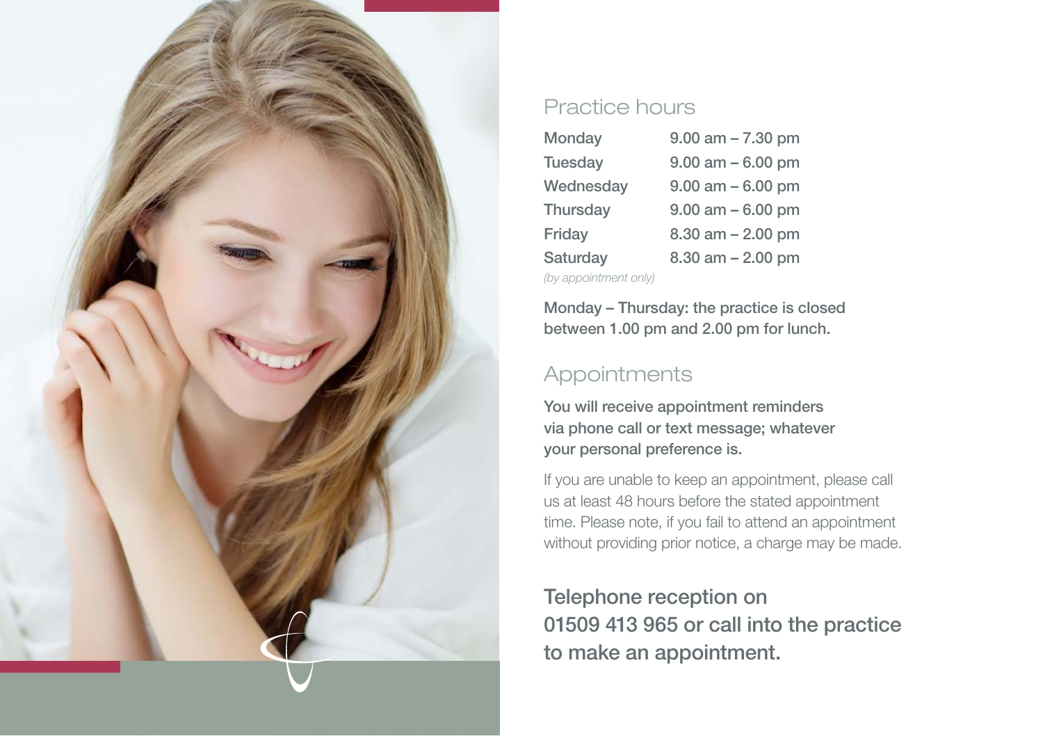## Practice hours

| Day | Hours |
| --- | --- |
| Monday | 9.00 am – 7.30 pm |
| Tuesday | 9.00 am – 6.00 pm |
| Wednesday | 9.00 am – 6.00 pm |
| Thursday | 9.00 am – 6.00 pm |
| Friday | 8.30 am – 2.00 pm |
| Saturday *(by appointment only)* | 8.30 am – 2.00 pm |

**Monday – Thursday: the practice is closed between 1.00 pm and 2.00 pm for lunch.**

## Appointments

**You will receive appointment reminders via phone call or text message; whatever your personal preference is.**

If you are unable to keep an appointment, please call us at least 48 hours before the stated appointment time. Please note, if you fail to attend an appointment without providing prior notice, a charge may be made.

**Telephone reception on 01509 413 965 or call into the practice to make an appointment.**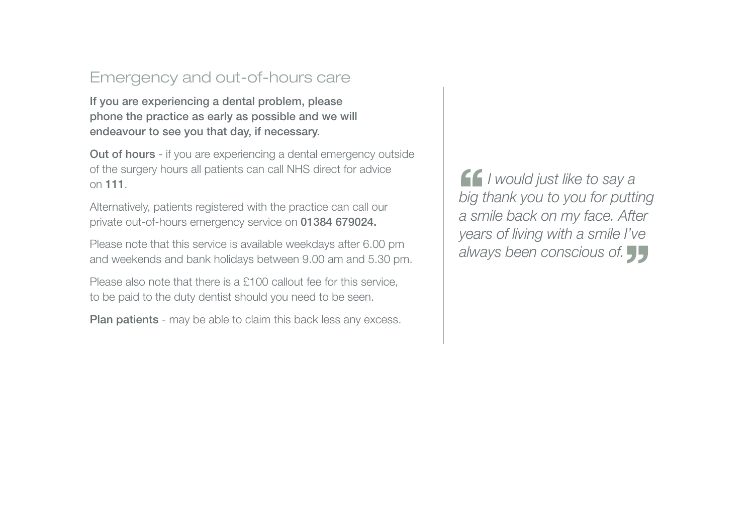## Emergency and out-of-hours care

**If you are experiencing a dental problem, please phone the practice as early as possible and we will endeavour to see you that day, if necessary.**

**Out of hours** - if you are experiencing a dental emergency outside of the surgery hours all patients can call NHS direct for advice on **111**.

Alternatively, patients registered with the practice can call our private out-of-hours emergency service on **01384 679024.**

Please note that this service is available weekdays after 6.00 pm and weekends and bank holidays between 9.00 am and 5.30 pm.

Please also note that there is a £100 callout fee for this service, to be paid to the duty dentist should you need to be seen.

**Plan patients** - may be able to claim this back less any excess.

> *“I would just like to say a big thank you to you for putting a smile back on my face. After years of living with a smile I’ve always been conscious of.”*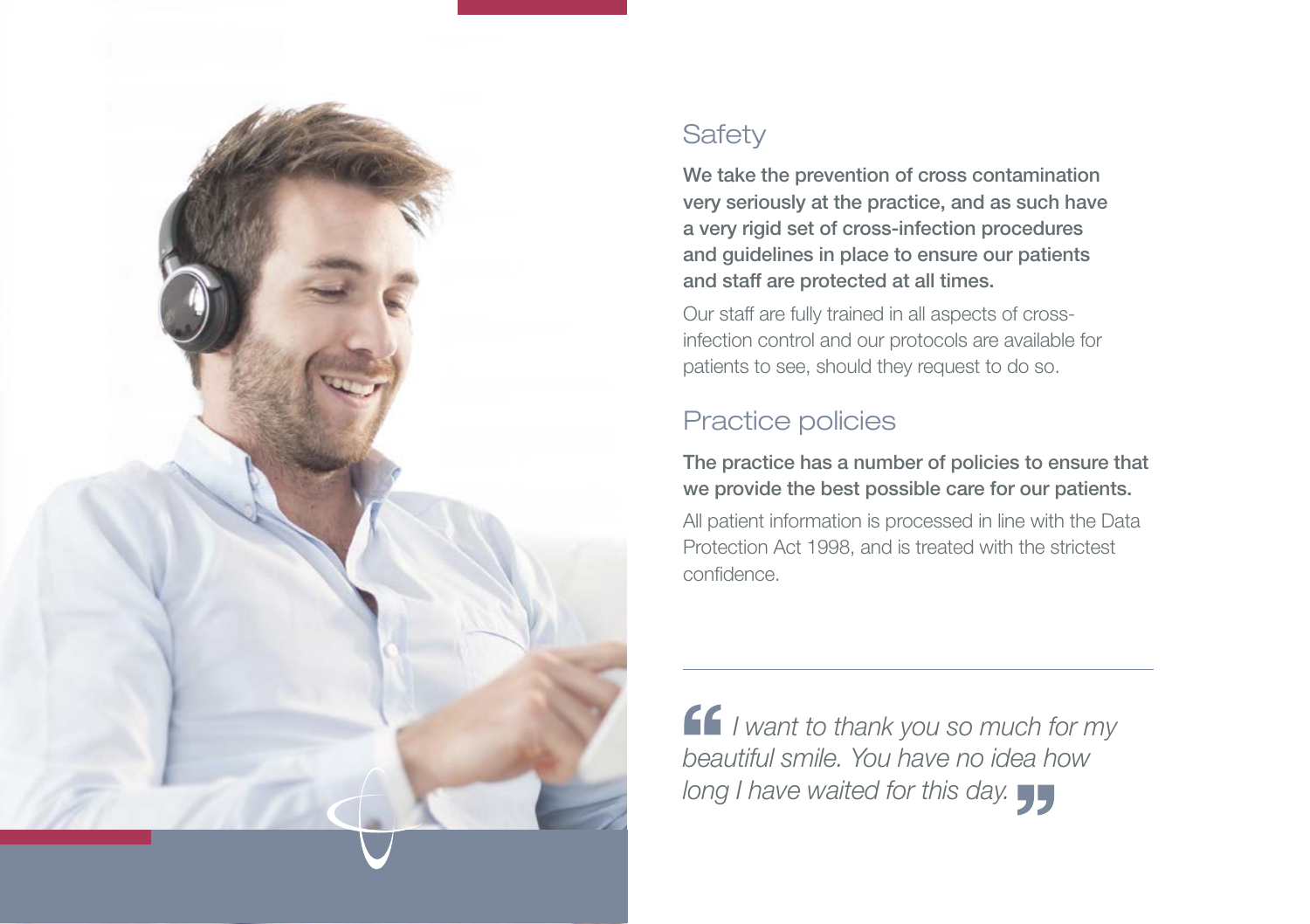## Safety

**We take the prevention of cross contamination very seriously at the practice, and as such have a very rigid set of cross-infection procedures and guidelines in place to ensure our patients and staff are protected at all times.**

Our staff are fully trained in all aspects of cross-infection control and our protocols are available for patients to see, should they request to do so.

## Practice policies

**The practice has a number of policies to ensure that we provide the best possible care for our patients.**

All patient information is processed in line with the Data Protection Act 1998, and is treated with the strictest confidence.

---

> *"I want to thank you so much for my beautiful smile. You have no idea how long I have waited for this day."*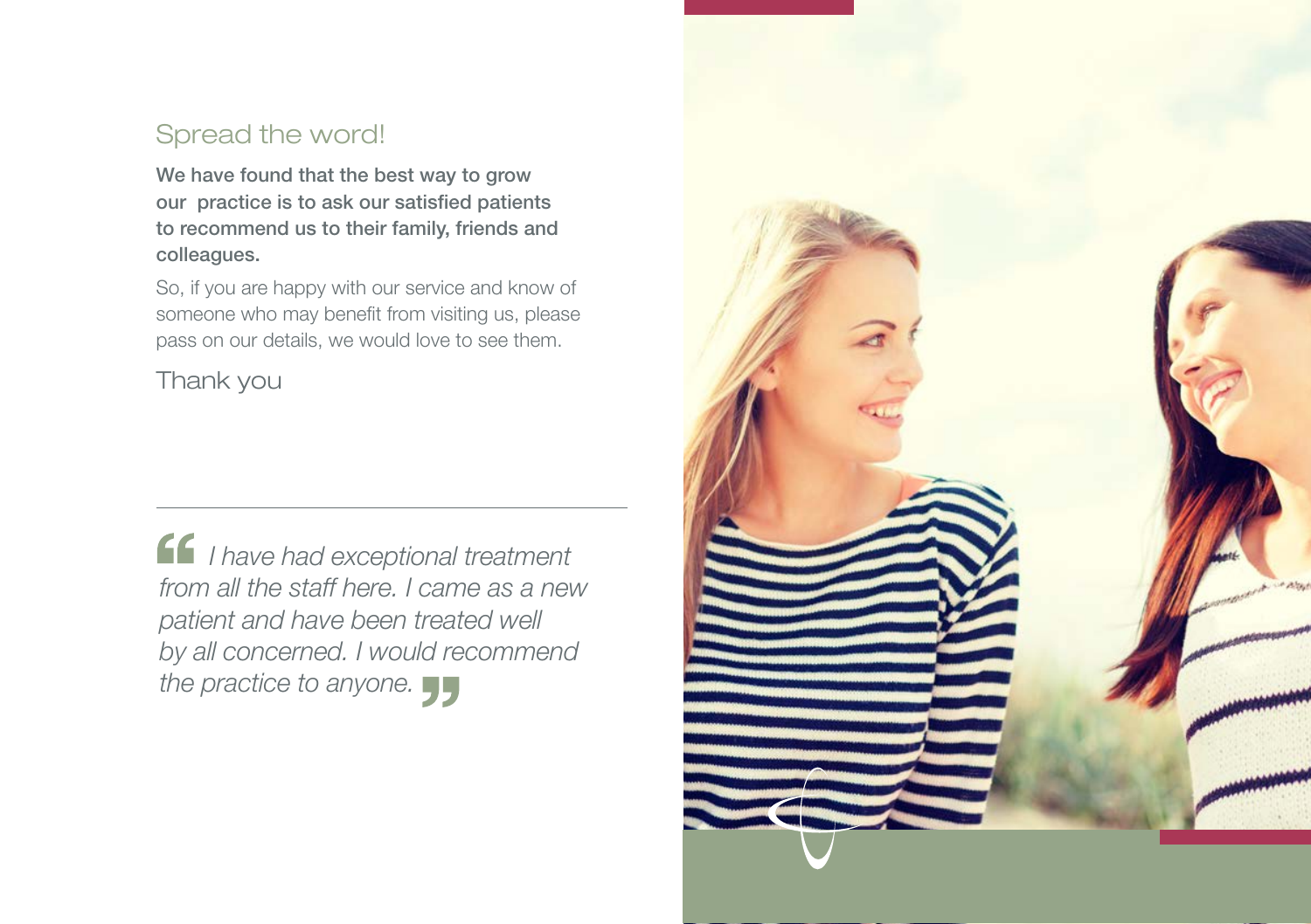## Spread the word!

**We have found that the best way to grow our practice is to ask our satisfied patients to recommend us to their family, friends and colleagues.**

So, if you are happy with our service and know of someone who may benefit from visiting us, please pass on our details, we would love to see them.

Thank you

---

> *"I have had exceptional treatment from all the staff here. I came as a new patient and have been treated well by all concerned. I would recommend the practice to anyone."*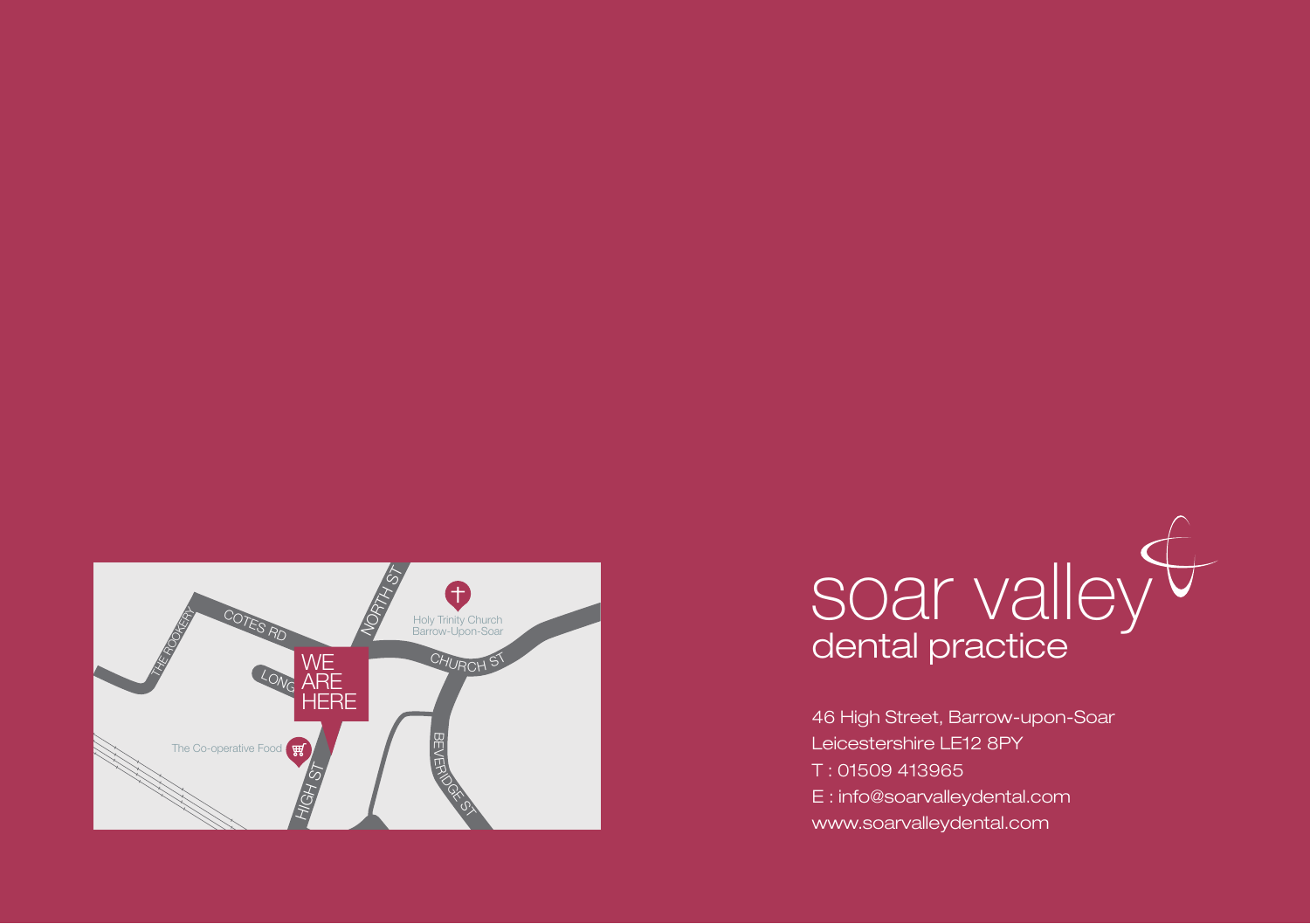THE ROOKERY

COTES RD

NORTH ST

Holy Trinity Church
Barrow-Upon-Soar

CHURCH ST

LONG

WE
ARE
HERE

The Co-operative Food

HIGH ST

BEVERIDGE ST

# soar valley
## dental practice

46 High Street, Barrow-upon-Soar
Leicestershire LE12 8PY
T : 01509 413965
E : info@soarvalleydental.com
www.soarvalleydental.com